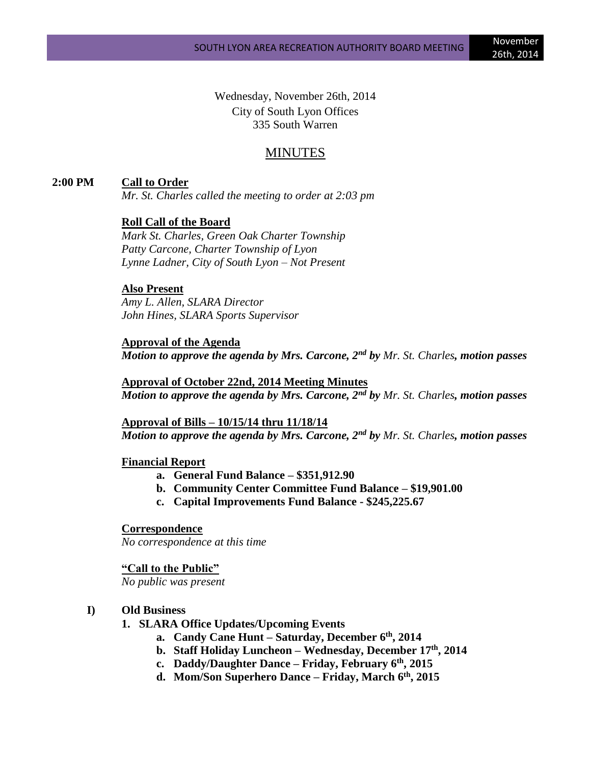Wednesday, November 26th, 2014
City of South Lyon Offices
335 South Warren

# MINUTES

**2:00 PM** **Call to Order**

*Mr. St. Charles called the meeting to order at 2:03 pm*

**Roll Call of the Board**

*Mark St. Charles, Green Oak Charter Township*
*Patty Carcone, Charter Township of Lyon*
*Lynne Ladner, City of South Lyon – Not Present*

**Also Present**

*Amy L. Allen, SLARA Director*
*John Hines, SLARA Sports Supervisor*

**Approval of the Agenda**

***Motion to approve the agenda by Mrs. Carcone, 2nd by** Mr. St. Charles**, motion passes***

**Approval of October 22nd, 2014 Meeting Minutes**

***Motion to approve the agenda by Mrs. Carcone, 2nd by** Mr. St. Charles**, motion passes***

**Approval of Bills – 10/15/14 thru 11/18/14**

***Motion to approve the agenda by Mrs. Carcone, 2nd by** Mr. St. Charles**, motion passes***

**Financial Report**

- **a. General Fund Balance – $351,912.90**
- **b. Community Center Committee Fund Balance – $19,901.00**
- **c. Capital Improvements Fund Balance - $245,225.67**

**Correspondence**

*No correspondence at this time*

**"Call to the Public"**

*No public was present*

**I) Old Business**

**1. SLARA Office Updates/Upcoming Events**

- **a. Candy Cane Hunt – Saturday, December 6th, 2014**
- **b. Staff Holiday Luncheon – Wednesday, December 17th, 2014**
- **c. Daddy/Daughter Dance – Friday, February 6th, 2015**
- **d. Mom/Son Superhero Dance – Friday, March 6th, 2015**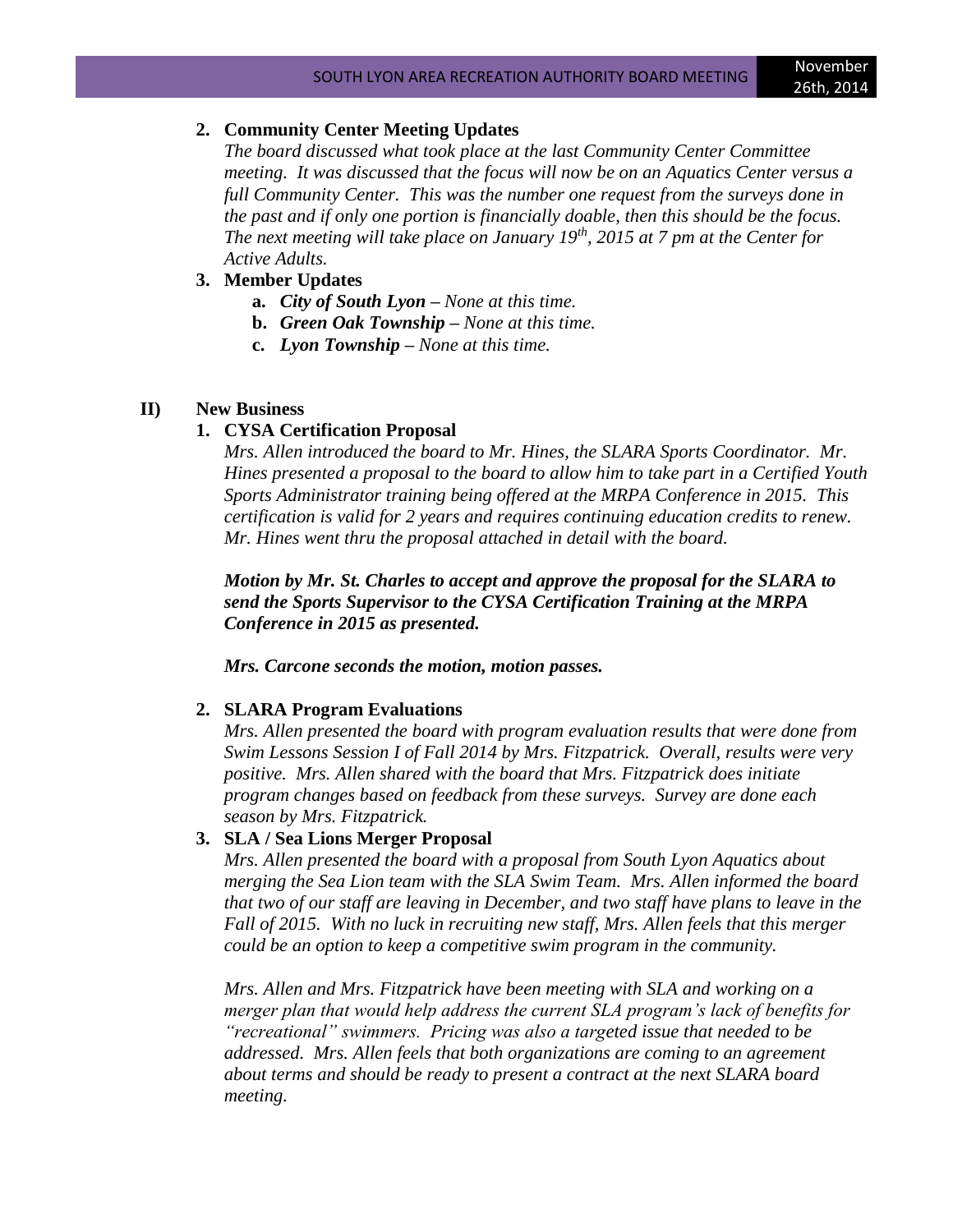2. **Community Center Meeting Updates**

   *The board discussed what took place at the last Community Center Committee meeting. It was discussed that the focus will now be on an Aquatics Center versus a full Community Center. This was the number one request from the surveys done in the past and if only one portion is financially doable, then this should be the focus. The next meeting will take place on January 19th, 2015 at 7 pm at the Center for Active Adults.*

3. **Member Updates**
   - **a.** ***City of South Lyon*** *– None at this time.*
   - **b.** ***Green Oak Township*** *– None at this time.*
   - **c.** ***Lyon Township*** *– None at this time.*

## II) New Business

1. **CYSA Certification Proposal**

   *Mrs. Allen introduced the board to Mr. Hines, the SLARA Sports Coordinator. Mr. Hines presented a proposal to the board to allow him to take part in a Certified Youth Sports Administrator training being offered at the MRPA Conference in 2015. This certification is valid for 2 years and requires continuing education credits to renew. Mr. Hines went thru the proposal attached in detail with the board.*

   ***Motion by Mr. St. Charles to accept and approve the proposal for the SLARA to send the Sports Supervisor to the CYSA Certification Training at the MRPA Conference in 2015 as presented.***

   ***Mrs. Carcone seconds the motion, motion passes.***

2. **SLARA Program Evaluations**

   *Mrs. Allen presented the board with program evaluation results that were done from Swim Lessons Session I of Fall 2014 by Mrs. Fitzpatrick. Overall, results were very positive. Mrs. Allen shared with the board that Mrs. Fitzpatrick does initiate program changes based on feedback from these surveys. Survey are done each season by Mrs. Fitzpatrick.*

3. **SLA / Sea Lions Merger Proposal**

   *Mrs. Allen presented the board with a proposal from South Lyon Aquatics about merging the Sea Lion team with the SLA Swim Team. Mrs. Allen informed the board that two of our staff are leaving in December, and two staff have plans to leave in the Fall of 2015. With no luck in recruiting new staff, Mrs. Allen feels that this merger could be an option to keep a competitive swim program in the community.*

   *Mrs. Allen and Mrs. Fitzpatrick have been meeting with SLA and working on a merger plan that would help address the current SLA program's lack of benefits for "recreational" swimmers. Pricing was also a targeted issue that needed to be addressed. Mrs. Allen feels that both organizations are coming to an agreement about terms and should be ready to present a contract at the next SLARA board meeting.*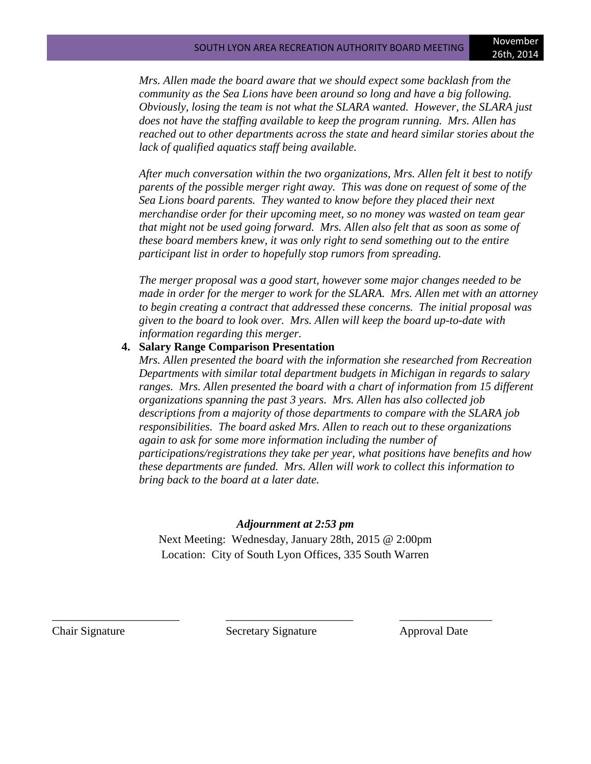*Mrs. Allen made the board aware that we should expect some backlash from the community as the Sea Lions have been around so long and have a big following. Obviously, losing the team is not what the SLARA wanted. However, the SLARA just does not have the staffing available to keep the program running. Mrs. Allen has reached out to other departments across the state and heard similar stories about the lack of qualified aquatics staff being available.*

*After much conversation within the two organizations, Mrs. Allen felt it best to notify parents of the possible merger right away. This was done on request of some of the Sea Lions board parents. They wanted to know before they placed their next merchandise order for their upcoming meet, so no money was wasted on team gear that might not be used going forward. Mrs. Allen also felt that as soon as some of these board members knew, it was only right to send something out to the entire participant list in order to hopefully stop rumors from spreading.*

*The merger proposal was a good start, however some major changes needed to be made in order for the merger to work for the SLARA. Mrs. Allen met with an attorney to begin creating a contract that addressed these concerns. The initial proposal was given to the board to look over. Mrs. Allen will keep the board up-to-date with information regarding this merger.*

4. **Salary Range Comparison Presentation**
   *Mrs. Allen presented the board with the information she researched from Recreation Departments with similar total department budgets in Michigan in regards to salary ranges. Mrs. Allen presented the board with a chart of information from 15 different organizations spanning the past 3 years. Mrs. Allen has also collected job descriptions from a majority of those departments to compare with the SLARA job responsibilities. The board asked Mrs. Allen to reach out to these organizations again to ask for some more information including the number of participations/registrations they take per year, what positions have benefits and how these departments are funded. Mrs. Allen will work to collect this information to bring back to the board at a later date.*

***Adjournment at 2:53 pm***

Next Meeting: Wednesday, January 28th, 2015 @ 2:00pm

Location: City of South Lyon Offices, 335 South Warren

______________________ ______________________ ________________

Chair Signature Secretary Signature Approval Date